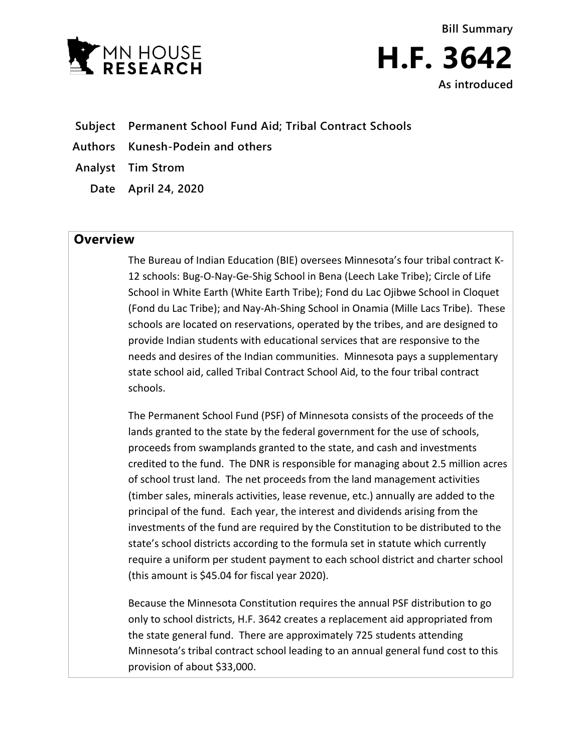MN HOUSE RESEARCH

Bill Summary

# H.F. 3642

As introduced

**Subject** Permanent School Fund Aid; Tribal Contract Schools

**Authors** Kunesh-Podein and others

**Analyst** Tim Strom

**Date** April 24, 2020

## Overview

The Bureau of Indian Education (BIE) oversees Minnesota's four tribal contract K-12 schools: Bug-O-Nay-Ge-Shig School in Bena (Leech Lake Tribe); Circle of Life School in White Earth (White Earth Tribe); Fond du Lac Ojibwe School in Cloquet (Fond du Lac Tribe); and Nay-Ah-Shing School in Onamia (Mille Lacs Tribe). These schools are located on reservations, operated by the tribes, and are designed to provide Indian students with educational services that are responsive to the needs and desires of the Indian communities. Minnesota pays a supplementary state school aid, called Tribal Contract School Aid, to the four tribal contract schools.

The Permanent School Fund (PSF) of Minnesota consists of the proceeds of the lands granted to the state by the federal government for the use of schools, proceeds from swamplands granted to the state, and cash and investments credited to the fund. The DNR is responsible for managing about 2.5 million acres of school trust land. The net proceeds from the land management activities (timber sales, minerals activities, lease revenue, etc.) annually are added to the principal of the fund. Each year, the interest and dividends arising from the investments of the fund are required by the Constitution to be distributed to the state's school districts according to the formula set in statute which currently require a uniform per student payment to each school district and charter school (this amount is $45.04 for fiscal year 2020).

Because the Minnesota Constitution requires the annual PSF distribution to go only to school districts, H.F. 3642 creates a replacement aid appropriated from the state general fund. There are approximately 725 students attending Minnesota's tribal contract school leading to an annual general fund cost to this provision of about $33,000.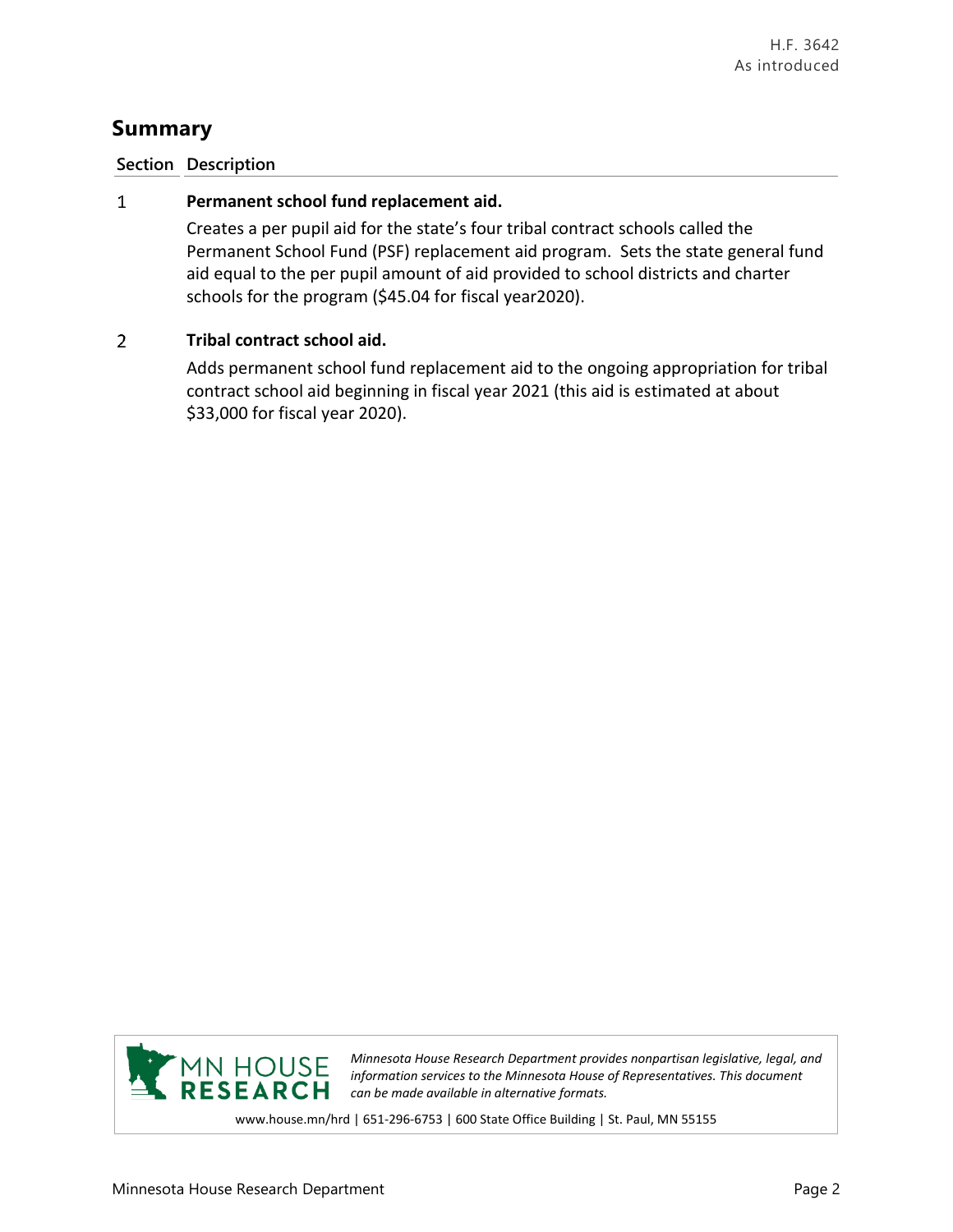## Summary

| Section | Description |
|---|---|
| 1 | **Permanent school fund replacement aid.** Creates a per pupil aid for the state's four tribal contract schools called the Permanent School Fund (PSF) replacement aid program. Sets the state general fund aid equal to the per pupil amount of aid provided to school districts and charter schools for the program ($45.04 for fiscal year2020). |
| 2 | **Tribal contract school aid.** Adds permanent school fund replacement aid to the ongoing appropriation for tribal contract school aid beginning in fiscal year 2021 (this aid is estimated at about $33,000 for fiscal year 2020). |

MN HOUSE RESEARCH

*Minnesota House Research Department provides nonpartisan legislative, legal, and information services to the Minnesota House of Representatives. This document can be made available in alternative formats.*

www.house.mn/hrd | 651-296-6753 | 600 State Office Building | St. Paul, MN 55155